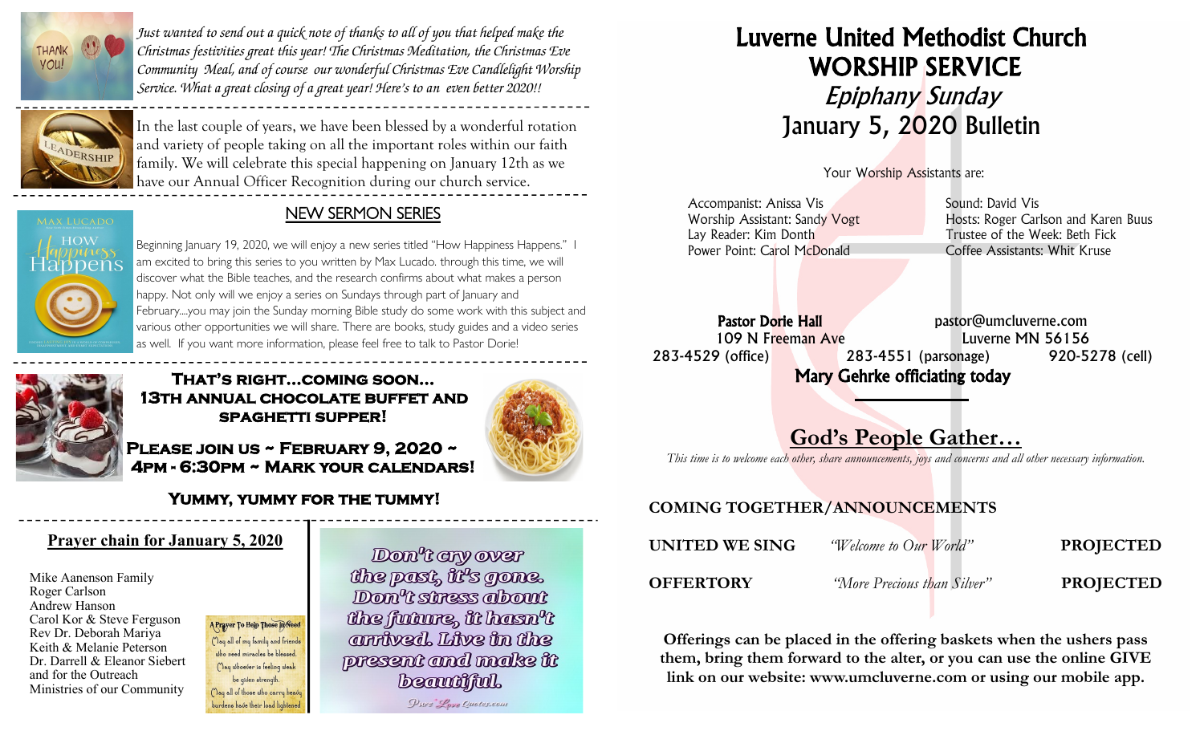*Just wanted to send out a quick note of thanks to all of you that helped make the Christmas festivities great this year! The Christmas Meditation, the Christmas Eve Community Meal, and of course our wonderful Christmas Eve Candlelight Worship Service. What a great closing of a great year! Here's to an even better 2020!!*

In the last couple of years, we have been blessed by a wonderful rotation and variety of people taking on all the important roles within our faith family. We will celebrate this special happening on January 12th as we have our Annual Officer Recognition during our church service.

## NEW SERMON SERIES

Beginning January 19, 2020, we will enjoy a new series titled "How Happiness Happens." I am excited to bring this series to you written by Max Lucado. through this time, we will discover what the Bible teaches, and the research confirms about what makes a person happy. Not only will we enjoy a series on Sundays through part of January and February....you may join the Sunday morning Bible study do some work with this subject and various other opportunities we will share. There are books, study guides and a video series as well. If you want more information, please feel free to talk to Pastor Dorie!

**That's right...coming soon... 13th annual chocolate buffet and spaghetti supper!**

**Please join us ~ February 9, 2020 ~ 4pm - 6:30pm ~ Mark your calendars!**

**Yummy, yummy for the tummy!**

## Prayer chain for January 5, 2020

Mike Aanenson Family
Roger Carlson
Andrew Hanson
Carol Kor & Steve Ferguson
Rev Dr. Deborah Mariya
Keith & Melanie Peterson
Dr. Darrell & Eleanor Siebert
and for the Outreach Ministries of our Community

A Prayer To Help Those in Need
May all of my family and friends who need miracles be blessed.
May whoever is feeling weak be given strength.
May all of those who carry heavy burdens have their load lightened

Don't cry over the past, it's gone. Don't stress about the future, it hasn't arrived. Live in the present and make it beautiful.

# Luverne United Methodist Church
# WORSHIP SERVICE
## *Epiphany Sunday*
## January 5, 2020 Bulletin

Your Worship Assistants are:

Accompanist: Anissa Vis
Worship Assistant: Sandy Vogt
Lay Reader: Kim Donth
Power Point: Carol McDonald
Sound: David Vis
Hosts: Roger Carlson and Karen Buus
Trustee of the Week: Beth Fick
Coffee Assistants: Whit Kruse

**Pastor Dorie Hall** pastor@umcluverne.com
109 N Freeman Ave Luverne MN 56156
283-4529 (office) 283-4551 (parsonage) 920-5278 (cell)

**Mary Gehrke officiating today**

## God's People Gather…

*This time is to welcome each other, share announcements, joys and concerns and all other necessary information.*

**COMING TOGETHER/ANNOUNCEMENTS**

**UNITED WE SING** *"Welcome to Our World"* **PROJECTED**

**OFFERTORY** *"More Precious than Silver"* **PROJECTED**

**Offerings can be placed in the offering baskets when the ushers pass them, bring them forward to the alter, or you can use the online GIVE link on our website: www.umcluverne.com or using our mobile app.**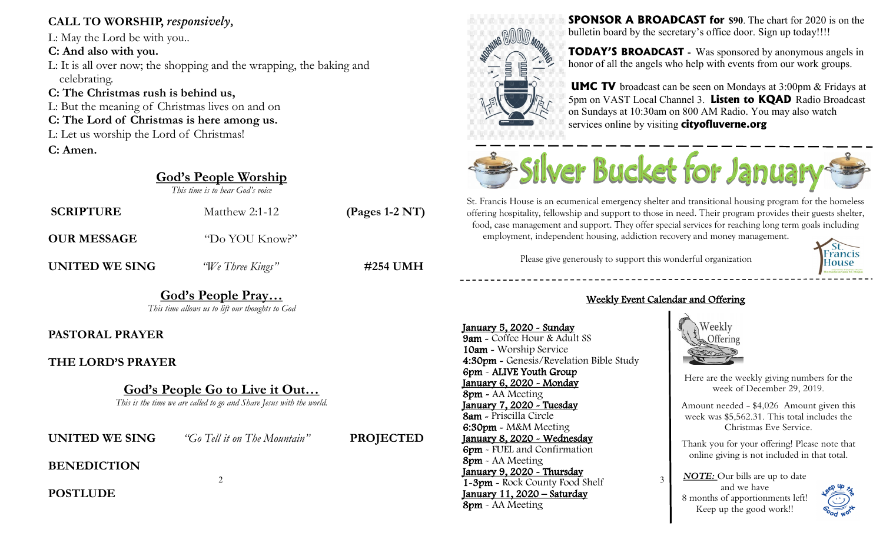**CALL TO WORSHIP,** ***responsively,***

L: May the Lord be with you..

**C: And also with you.**

L: It is all over now; the shopping and the wrapping, the baking and celebrating.

**C: The Christmas rush is behind us,**

L: But the meaning of Christmas lives on and on

**C: The Lord of Christmas is here among us.**

L: Let us worship the Lord of Christmas!

**C: Amen.**

## God's People Worship

*This time is to hear God's voice*

**SCRIPTURE** Matthew 2:1-12 **(Pages 1-2 NT)**

**OUR MESSAGE** "Do YOU Know?"

**UNITED WE SING** *"We Three Kings"* **#254 UMH**

## God's People Pray…

*This time allows us to lift our thoughts to God*

**PASTORAL PRAYER**

**THE LORD'S PRAYER**

## God's People Go to Live it Out…

*This is the time we are called to go and Share Jesus with the world.*

**UNITED WE SING** *"Go Tell it on The Mountain"* **PROJECTED**

**BENEDICTION**

**POSTLUDE**

**SPONSOR A BROADCAST for $90**. The chart for 2020 is on the bulletin board by the secretary's office door. Sign up today!!!!

**TODAY'S BROADCAST** - Was sponsored by anonymous angels in honor of all the angels who help with events from our work groups.

**UMC TV** broadcast can be seen on Mondays at 3:00pm & Fridays at 5pm on VAST Local Channel 3. **Listen to KQAD** Radio Broadcast on Sundays at 10:30am on 800 AM Radio. You may also watch services online by visiting **cityofluverne.org**

## Silver Bucket for January

St. Francis House is an ecumenical emergency shelter and transitional housing program for the homeless offering hospitality, fellowship and support to those in need. Their program provides their guests shelter, food, case management and support. They offer special services for reaching long term goals including employment, independent housing, addiction recovery and money management.

Please give generously to support this wonderful organization

## Weekly Event Calendar and Offering

**January 5, 2020 - Sunday**
**9am** - Coffee Hour & Adult SS
**10am** - Worship Service
**4:30pm** - Genesis/Revelation Bible Study
**6pm** - ALIVE Youth Group

**January 6, 2020 - Monday**
**8pm** - AA Meeting

**January 7, 2020 - Tuesday**
**8am** - Priscilla Circle
**6:30pm** - M&M Meeting

**January 8, 2020 - Wednesday**
**6pm** - FUEL and Confirmation
**8pm** - AA Meeting

**January 9, 2020 - Thursday**
**1-3pm** - Rock County Food Shelf

**January 11, 2020 – Saturday**
**8pm** - AA Meeting

### Weekly Offering

Here are the weekly giving numbers for the week of December 29, 2019.

Amount needed - $4,026 Amount given this week was $5,562.31. This total includes the Christmas Eve Service.

Thank you for your offering! Please note that online giving is not included in that total.

***NOTE:*** Our bills are up to date and we have 8 months of apportionments left! Keep up the good work!!